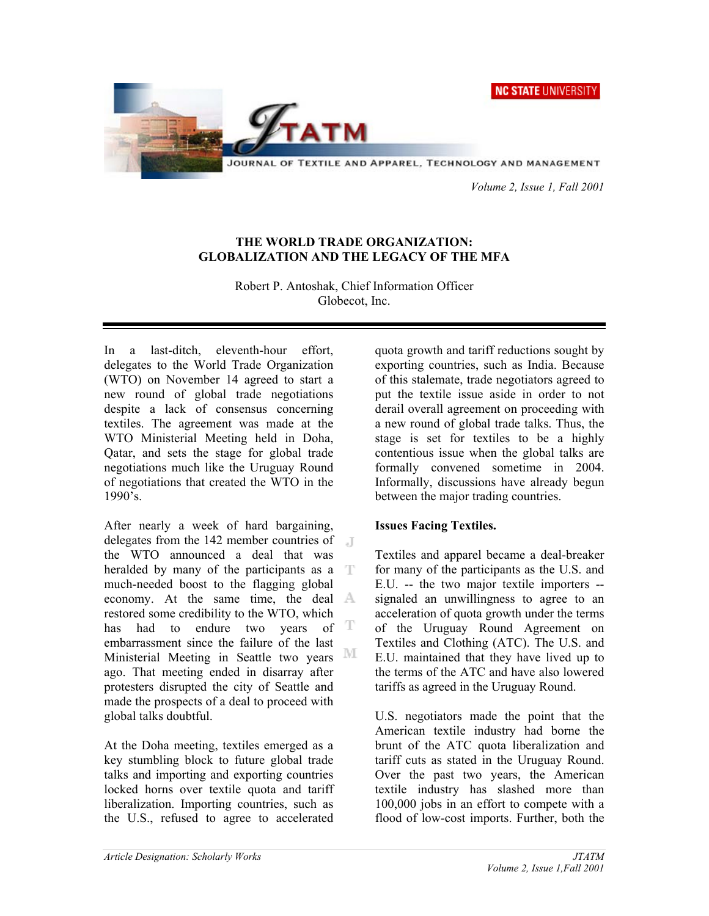# THE WORLD TRADE ORGANIZATION: GLOBALIZATION AND THE LEGACY OF THE MFA

Robert P. Antoshak, Chief Information Officer
Globecot, Inc.

In a last-ditch, eleventh-hour effort, delegates to the World Trade Organization (WTO) on November 14 agreed to start a new round of global trade negotiations despite a lack of consensus concerning textiles. The agreement was made at the WTO Ministerial Meeting held in Doha, Qatar, and sets the stage for global trade negotiations much like the Uruguay Round of negotiations that created the WTO in the 1990's.

After nearly a week of hard bargaining, delegates from the 142 member countries of the WTO announced a deal that was heralded by many of the participants as a much-needed boost to the flagging global economy. At the same time, the deal restored some credibility to the WTO, which has had to endure two years of embarrassment since the failure of the last Ministerial Meeting in Seattle two years ago. That meeting ended in disarray after protesters disrupted the city of Seattle and made the prospects of a deal to proceed with global talks doubtful.

At the Doha meeting, textiles emerged as a key stumbling block to future global trade talks and importing and exporting countries locked horns over textile quota and tariff liberalization. Importing countries, such as the U.S., refused to agree to accelerated quota growth and tariff reductions sought by exporting countries, such as India. Because of this stalemate, trade negotiators agreed to put the textile issue aside in order to not derail overall agreement on proceeding with a new round of global trade talks. Thus, the stage is set for textiles to be a highly contentious issue when the global talks are formally convened sometime in 2004. Informally, discussions have already begun between the major trading countries.

**Issues Facing Textiles.**

Textiles and apparel became a deal-breaker for many of the participants as the U.S. and E.U. -- the two major textile importers -- signaled an unwillingness to agree to an acceleration of quota growth under the terms of the Uruguay Round Agreement on Textiles and Clothing (ATC). The U.S. and E.U. maintained that they have lived up to the terms of the ATC and have also lowered tariffs as agreed in the Uruguay Round.

U.S. negotiators made the point that the American textile industry had borne the brunt of the ATC quota liberalization and tariff cuts as stated in the Uruguay Round. Over the past two years, the American textile industry has slashed more than 100,000 jobs in an effort to compete with a flood of low-cost imports. Further, both the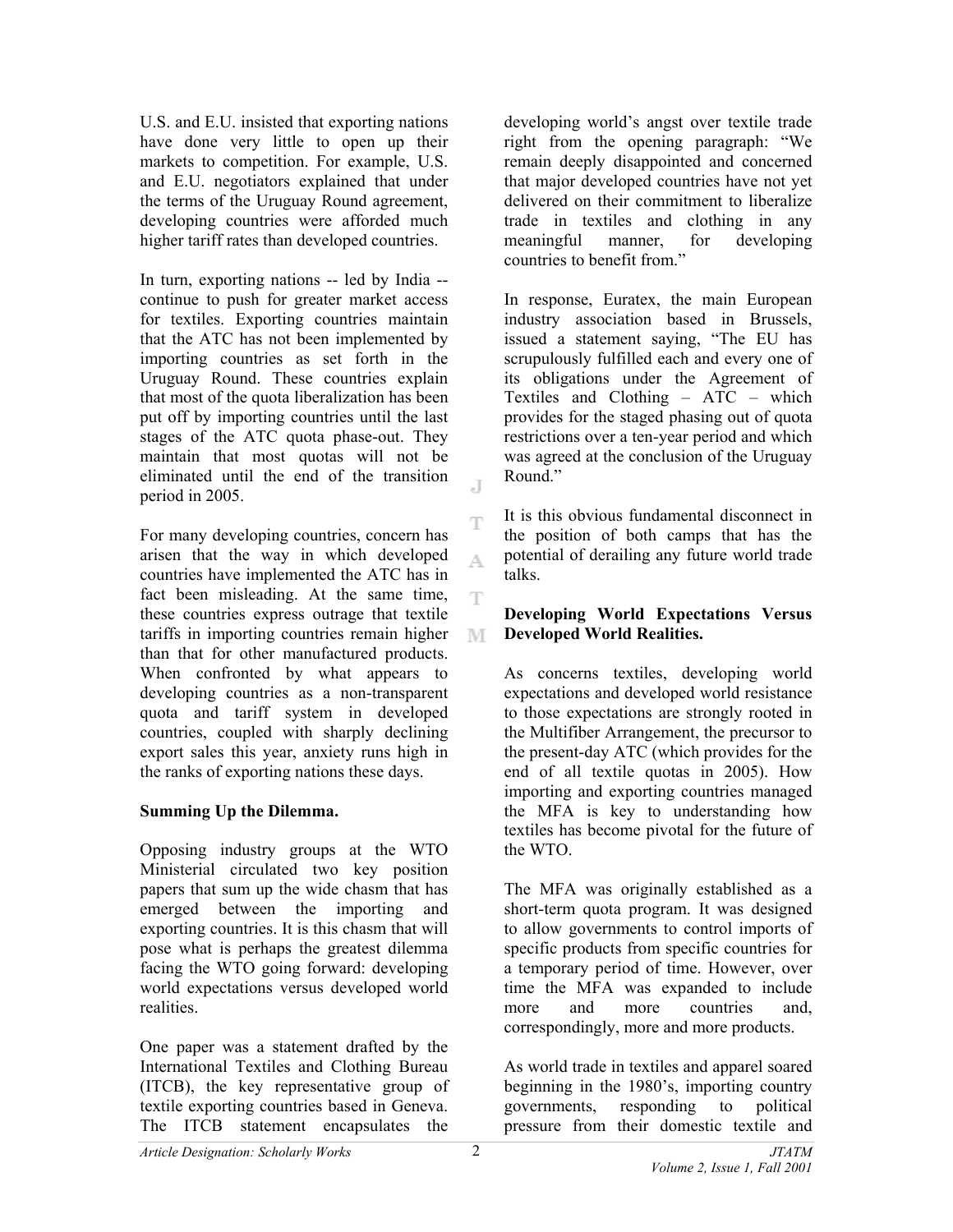U.S. and E.U. insisted that exporting nations have done very little to open up their markets to competition. For example, U.S. and E.U. negotiators explained that under the terms of the Uruguay Round agreement, developing countries were afforded much higher tariff rates than developed countries.

In turn, exporting nations -- led by India -- continue to push for greater market access for textiles. Exporting countries maintain that the ATC has not been implemented by importing countries as set forth in the Uruguay Round. These countries explain that most of the quota liberalization has been put off by importing countries until the last stages of the ATC quota phase-out. They maintain that most quotas will not be eliminated until the end of the transition period in 2005.

For many developing countries, concern has arisen that the way in which developed countries have implemented the ATC has in fact been misleading. At the same time, these countries express outrage that textile tariffs in importing countries remain higher than that for other manufactured products. When confronted by what appears to developing countries as a non-transparent quota and tariff system in developed countries, coupled with sharply declining export sales this year, anxiety runs high in the ranks of exporting nations these days.

**Summing Up the Dilemma.**

Opposing industry groups at the WTO Ministerial circulated two key position papers that sum up the wide chasm that has emerged between the importing and exporting countries. It is this chasm that will pose what is perhaps the greatest dilemma facing the WTO going forward: developing world expectations versus developed world realities.

One paper was a statement drafted by the International Textiles and Clothing Bureau (ITCB), the key representative group of textile exporting countries based in Geneva. The ITCB statement encapsulates the developing world's angst over textile trade right from the opening paragraph: "We remain deeply disappointed and concerned that major developed countries have not yet delivered on their commitment to liberalize trade in textiles and clothing in any meaningful manner, for developing countries to benefit from."

In response, Euratex, the main European industry association based in Brussels, issued a statement saying, "The EU has scrupulously fulfilled each and every one of its obligations under the Agreement of Textiles and Clothing – ATC – which provides for the staged phasing out of quota restrictions over a ten-year period and which was agreed at the conclusion of the Uruguay Round."

It is this obvious fundamental disconnect in the position of both camps that has the potential of derailing any future world trade talks.

**Developing World Expectations Versus Developed World Realities.**

As concerns textiles, developing world expectations and developed world resistance to those expectations are strongly rooted in the Multifiber Arrangement, the precursor to the present-day ATC (which provides for the end of all textile quotas in 2005). How importing and exporting countries managed the MFA is key to understanding how textiles has become pivotal for the future of the WTO.

The MFA was originally established as a short-term quota program. It was designed to allow governments to control imports of specific products from specific countries for a temporary period of time. However, over time the MFA was expanded to include more and more countries and, correspondingly, more and more products.

As world trade in textiles and apparel soared beginning in the 1980's, importing country governments, responding to political pressure from their domestic textile and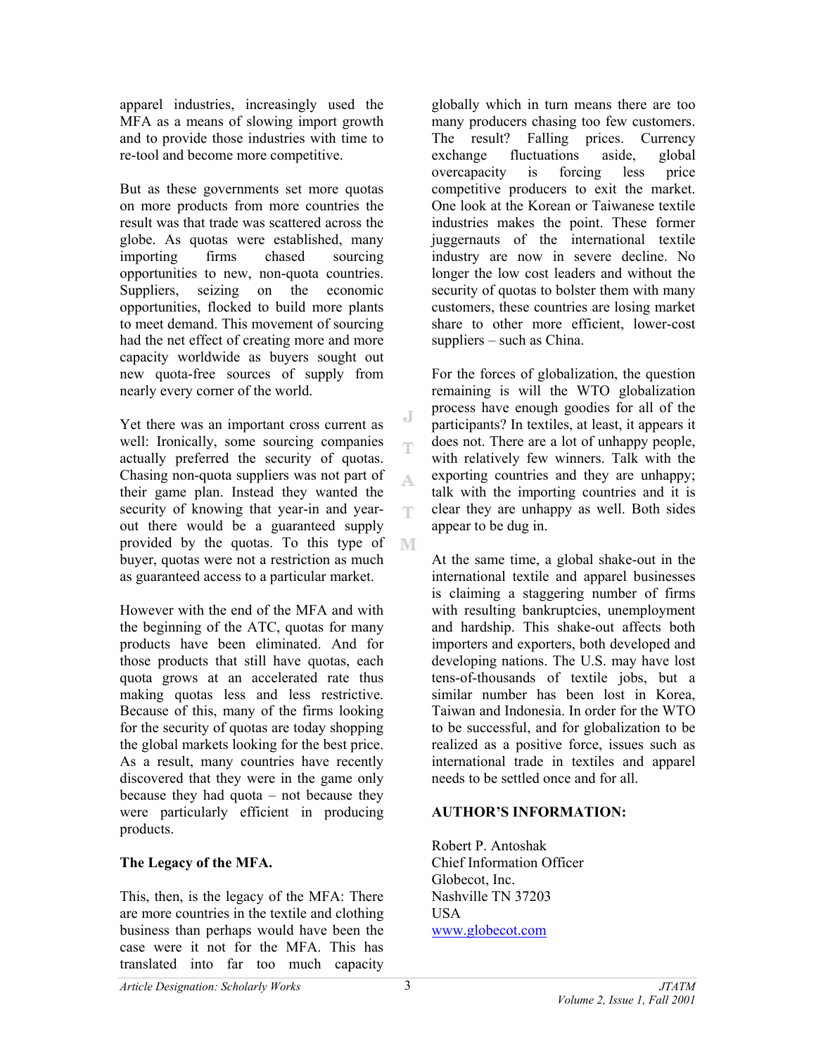apparel industries, increasingly used the MFA as a means of slowing import growth and to provide those industries with time to re-tool and become more competitive.

But as these governments set more quotas on more products from more countries the result was that trade was scattered across the globe. As quotas were established, many importing firms chased sourcing opportunities to new, non-quota countries. Suppliers, seizing on the economic opportunities, flocked to build more plants to meet demand. This movement of sourcing had the net effect of creating more and more capacity worldwide as buyers sought out new quota-free sources of supply from nearly every corner of the world.

Yet there was an important cross current as well: Ironically, some sourcing companies actually preferred the security of quotas. Chasing non-quota suppliers was not part of their game plan. Instead they wanted the security of knowing that year-in and year-out there would be a guaranteed supply provided by the quotas. To this type of buyer, quotas were not a restriction as much as guaranteed access to a particular market.

However with the end of the MFA and with the beginning of the ATC, quotas for many products have been eliminated. And for those products that still have quotas, each quota grows at an accelerated rate thus making quotas less and less restrictive. Because of this, many of the firms looking for the security of quotas are today shopping the global markets looking for the best price. As a result, many countries have recently discovered that they were in the game only because they had quota – not because they were particularly efficient in producing products.

### The Legacy of the MFA.

This, then, is the legacy of the MFA: There are more countries in the textile and clothing business than perhaps would have been the case were it not for the MFA. This has translated into far too much capacity globally which in turn means there are too many producers chasing too few customers. The result? Falling prices. Currency exchange fluctuations aside, global overcapacity is forcing less price competitive producers to exit the market. One look at the Korean or Taiwanese textile industries makes the point. These former juggernauts of the international textile industry are now in severe decline. No longer the low cost leaders and without the security of quotas to bolster them with many customers, these countries are losing market share to other more efficient, lower-cost suppliers – such as China.

For the forces of globalization, the question remaining is will the WTO globalization process have enough goodies for all of the participants? In textiles, at least, it appears it does not. There are a lot of unhappy people, with relatively few winners. Talk with the exporting countries and they are unhappy; talk with the importing countries and it is clear they are unhappy as well. Both sides appear to be dug in.

At the same time, a global shake-out in the international textile and apparel businesses is claiming a staggering number of firms with resulting bankruptcies, unemployment and hardship. This shake-out affects both importers and exporters, both developed and developing nations. The U.S. may have lost tens-of-thousands of textile jobs, but a similar number has been lost in Korea, Taiwan and Indonesia. In order for the WTO to be successful, and for globalization to be realized as a positive force, issues such as international trade in textiles and apparel needs to be settled once and for all.

### AUTHOR'S INFORMATION:

Robert P. Antoshak
Chief Information Officer
Globecot, Inc.
Nashville TN 37203
USA
www.globecot.com